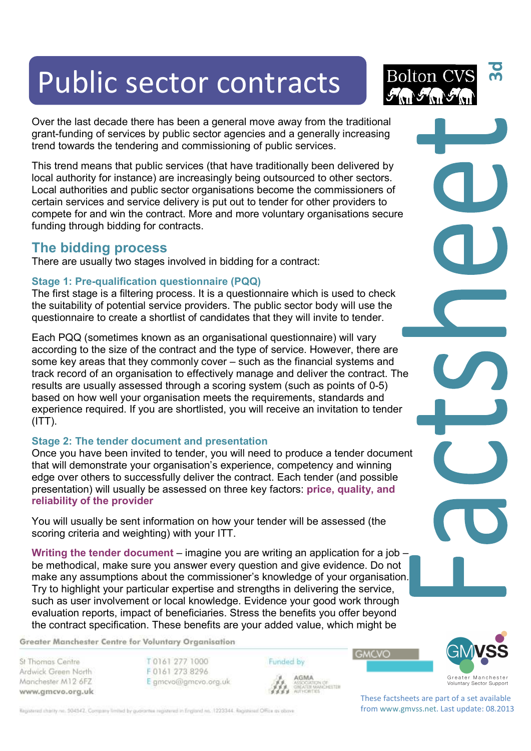# Public sector contracts

Over the last decade there has been a general move away from the traditional grant-funding of services by public sector agencies and a generally increasing trend towards the tendering and commissioning of public services.

This trend means that public services (that have traditionally been delivered by local authority for instance) are increasingly being outsourced to other sectors. Local authorities and public sector organisations become the commissioners of certain services and service delivery is put out to tender for other providers to compete for and win the contract. More and more voluntary organisations secure funding through bidding for contracts.

## The bidding process

There are usually two stages involved in bidding for a contract:

### Stage 1: Pre-qualification questionnaire (PQQ)

The first stage is a filtering process. It is a questionnaire which is used to check the suitability of potential service providers. The public sector body will use the questionnaire to create a shortlist of candidates that they will invite to tender.

Each PQQ (sometimes known as an organisational questionnaire) will vary according to the size of the contract and the type of service. However, there are some key areas that they commonly cover – such as the financial systems and track record of an organisation to effectively manage and deliver the contract. The results are usually assessed through a scoring system (such as points of 0-5) based on how well your organisation meets the requirements, standards and experience required. If you are shortlisted, you will receive an invitation to tender (ITT).

### Stage 2: The tender document and presentation

Once you have been invited to tender, you will need to produce a tender document that will demonstrate your organisation's experience, competency and winning edge over others to successfully deliver the contract. Each tender (and possible presentation) will usually be assessed on three key factors: **price, quality, and reliability of the provider**

You will usually be sent information on how your tender will be assessed (the scoring criteria and weighting) with your ITT.

**Writing the tender document** – imagine you are writing an application for a job – be methodical, make sure you answer every question and give evidence. Do not make any assumptions about the commissioner's knowledge of your organisation. Try to highlight your particular expertise and strengths in delivering the service, such as user involvement or local knowledge. Evidence your good work through evaluation reports, impact of beneficiaries. Stress the benefits you offer beyond the contract specification. These benefits are your added value, which might be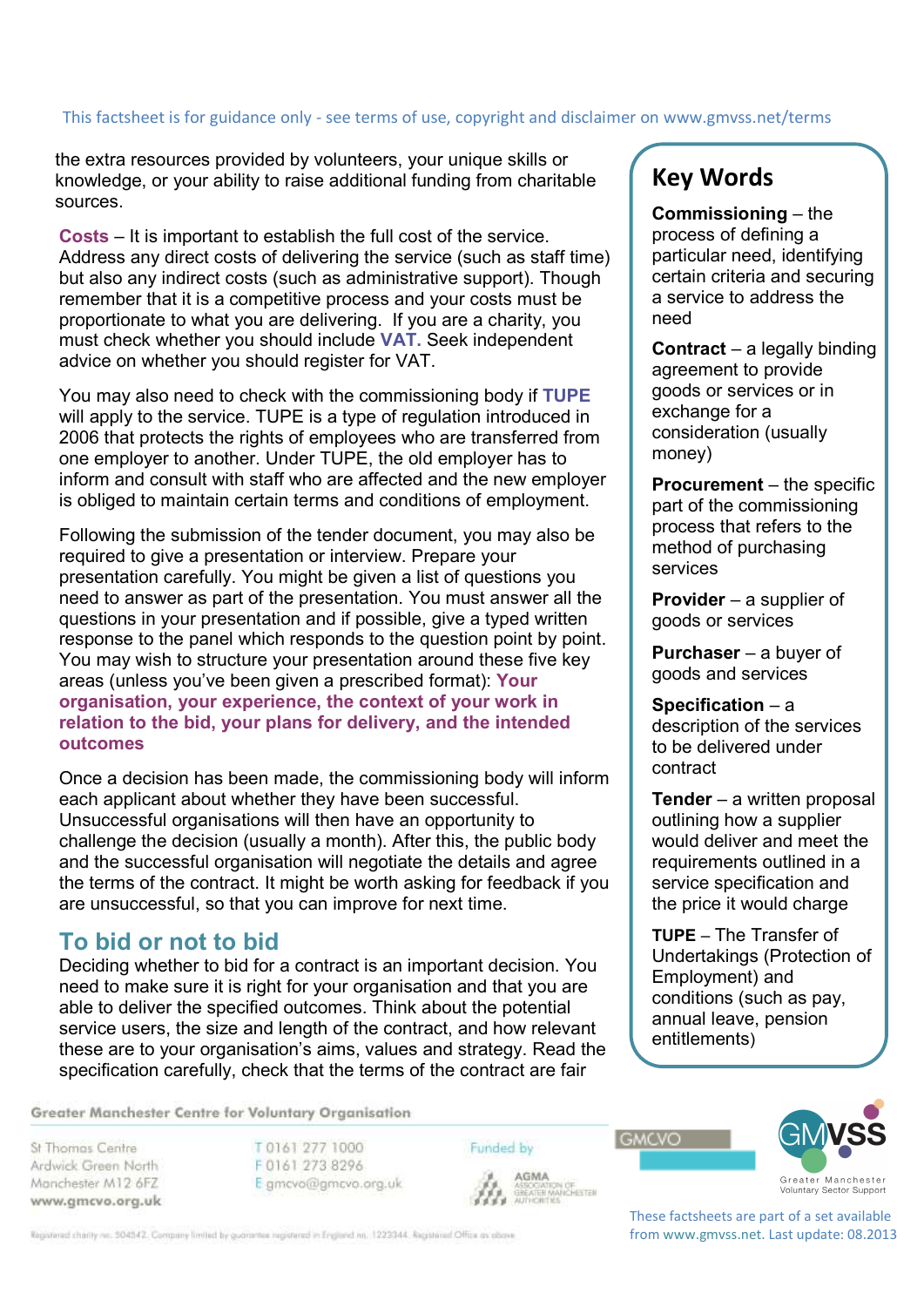the extra resources provided by volunteers, your unique skills or knowledge, or your ability to raise additional funding from charitable sources.

**Costs** – It is important to establish the full cost of the service. Address any direct costs of delivering the service (such as staff time) but also any indirect costs (such as administrative support). Though remember that it is a competitive process and your costs must be proportionate to what you are delivering. If you are a charity, you must check whether you should include **VAT.** Seek independent advice on whether you should register for VAT.

You may also need to check with the commissioning body if **TUPE** will apply to the service. TUPE is a type of regulation introduced in 2006 that protects the rights of employees who are transferred from one employer to another. Under TUPE, the old employer has to inform and consult with staff who are affected and the new employer is obliged to maintain certain terms and conditions of employment.

Following the submission of the tender document, you may also be required to give a presentation or interview. Prepare your presentation carefully. You might be given a list of questions you need to answer as part of the presentation. You must answer all the questions in your presentation and if possible, give a typed written response to the panel which responds to the question point by point. You may wish to structure your presentation around these five key areas (unless you've been given a prescribed format): **Your organisation, your experience, the context of your work in relation to the bid, your plans for delivery, and the intended outcomes**

Once a decision has been made, the commissioning body will inform each applicant about whether they have been successful. Unsuccessful organisations will then have an opportunity to challenge the decision (usually a month). After this, the public body and the successful organisation will negotiate the details and agree the terms of the contract. It might be worth asking for feedback if you are unsuccessful, so that you can improve for next time.

## To bid or not to bid

Deciding whether to bid for a contract is an important decision. You need to make sure it is right for your organisation and that you are able to deliver the specified outcomes. Think about the potential service users, the size and length of the contract, and how relevant these are to your organisation's aims, values and strategy. Read the specification carefully, check that the terms of the contract are fair

## Key Words

**Commissioning** – the process of defining a particular need, identifying certain criteria and securing a service to address the need

**Contract** – a legally binding agreement to provide goods or services or in exchange for a consideration (usually money)

**Procurement** – the specific part of the commissioning process that refers to the method of purchasing services

**Provider** – a supplier of goods or services

**Purchaser** – a buyer of goods and services

**Specification** – a description of the services to be delivered under contract

**Tender** – a written proposal outlining how a supplier would deliver and meet the requirements outlined in a service specification and the price it would charge

**TUPE** – The Transfer of Undertakings (Protection of Employment) and conditions (such as pay, annual leave, pension entitlements)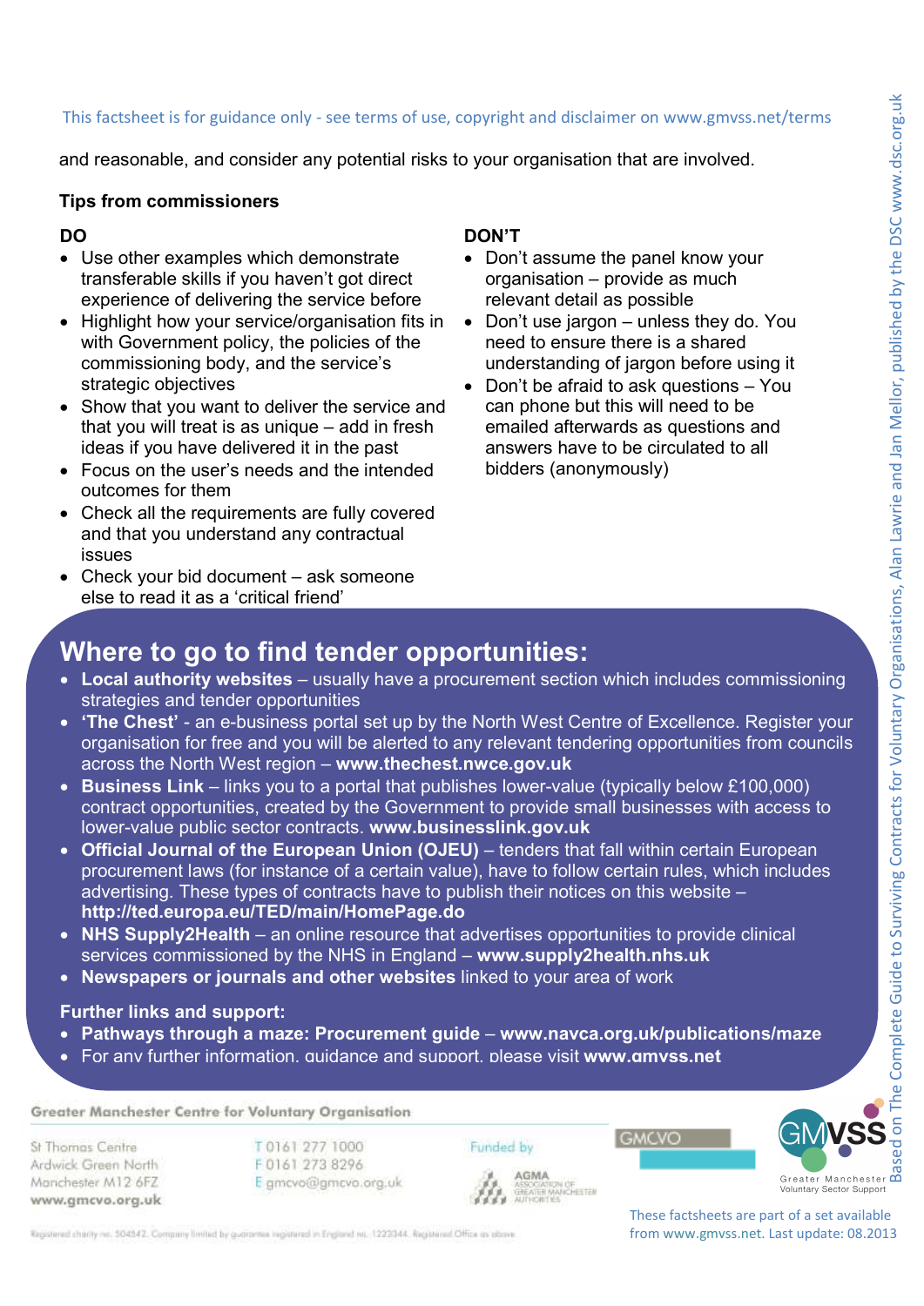and reasonable, and consider any potential risks to your organisation that are involved.

**Tips from commissioners**

**DO**

- Use other examples which demonstrate transferable skills if you haven't got direct experience of delivering the service before
- Highlight how your service/organisation fits in with Government policy, the policies of the commissioning body, and the service's strategic objectives
- Show that you want to deliver the service and that you will treat is as unique – add in fresh ideas if you have delivered it in the past
- Focus on the user's needs and the intended outcomes for them
- Check all the requirements are fully covered and that you understand any contractual issues
- Check your bid document – ask someone else to read it as a 'critical friend'

**DON'T**

- Don't assume the panel know your organisation – provide as much relevant detail as possible
- Don't use jargon – unless they do. You need to ensure there is a shared understanding of jargon before using it
- Don't be afraid to ask questions – You can phone but this will need to be emailed afterwards as questions and answers have to be circulated to all bidders (anonymously)

## Where to go to find tender opportunities:

- **Local authority websites** – usually have a procurement section which includes commissioning strategies and tender opportunities
- **'The Chest'** - an e-business portal set up by the North West Centre of Excellence. Register your organisation for free and you will be alerted to any relevant tendering opportunities from councils across the North West region – **www.thechest.nwce.gov.uk**
- **Business Link** – links you to a portal that publishes lower-value (typically below £100,000) contract opportunities, created by the Government to provide small businesses with access to lower-value public sector contracts. **www.businesslink.gov.uk**
- **Official Journal of the European Union (OJEU)** – tenders that fall within certain European procurement laws (for instance of a certain value), have to follow certain rules, which includes advertising. These types of contracts have to publish their notices on this website – **http://ted.europa.eu/TED/main/HomePage.do**
- **NHS Supply2Health** – an online resource that advertises opportunities to provide clinical services commissioned by the NHS in England – **www.supply2health.nhs.uk**
- **Newspapers or journals and other websites** linked to your area of work

**Further links and support:**

- **Pathways through a maze: Procurement guide** – **www.navca.org.uk/publications/maze**
- For any further information, guidance and support, please visit **www.gmvss.net**